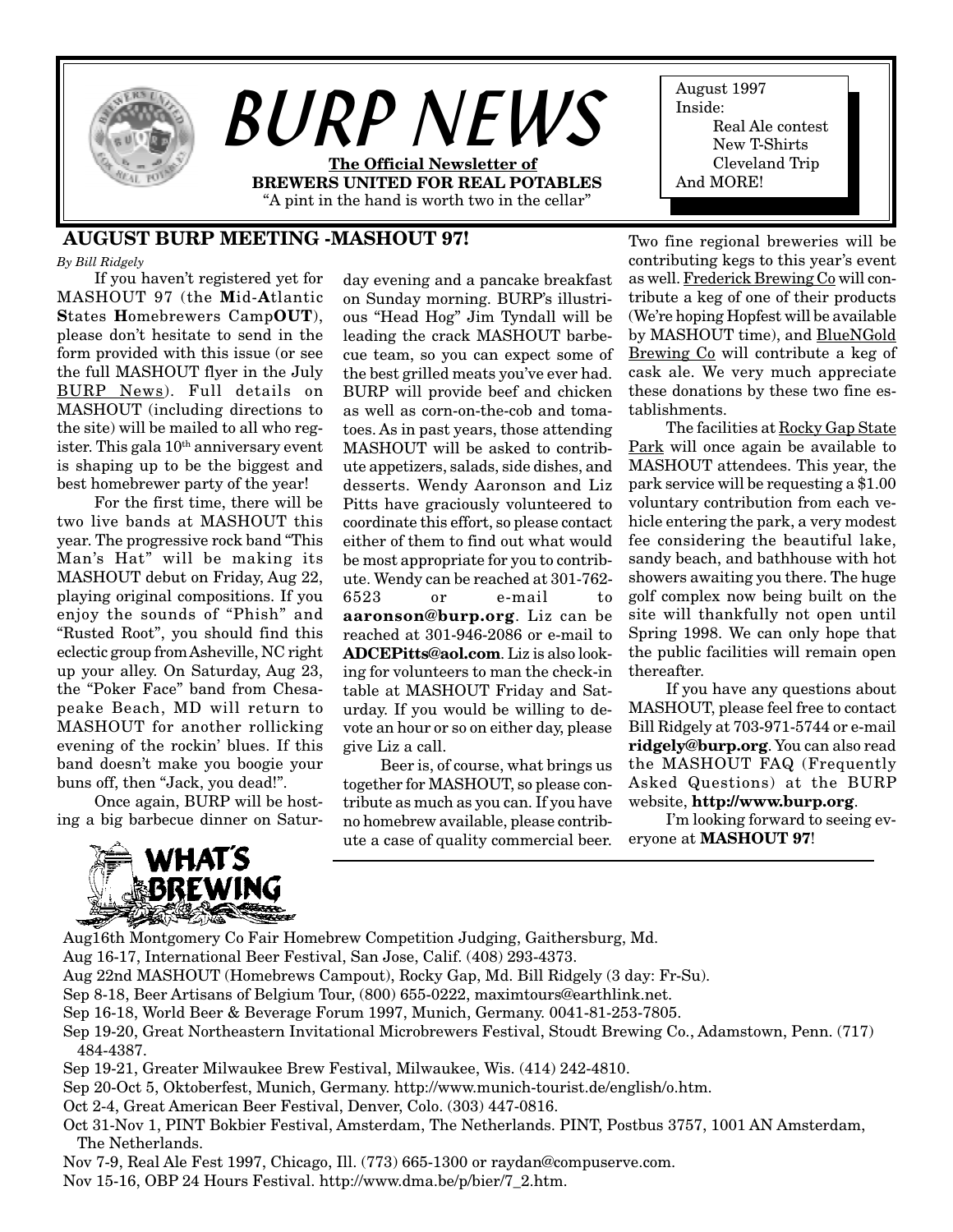# BURP NEWS

**The Official Newsletter of**
**BREWERS UNITED FOR REAL POTABLES**
"A pint in the hand is worth two in the cellar"

August 1997
Inside:
Real Ale contest
New T-Shirts
Cleveland Trip
And MORE!

## AUGUST BURP MEETING -MASHOUT 97!

*By Bill Ridgely*

If you haven't registered yet for MASHOUT 97 (the **M**id-**A**tlantic **S**tates **H**omebrewers Camp**OUT**), please don't hesitate to send in the form provided with this issue (or see the full MASHOUT flyer in the July BURP News). Full details on MASHOUT (including directions to the site) will be mailed to all who register. This gala 10th anniversary event is shaping up to be the biggest and best homebrewer party of the year!

For the first time, there will be two live bands at MASHOUT this year. The progressive rock band "This Man's Hat" will be making its MASHOUT debut on Friday, Aug 22, playing original compositions. If you enjoy the sounds of "Phish" and "Rusted Root", you should find this eclectic group from Asheville, NC right up your alley. On Saturday, Aug 23, the "Poker Face" band from Chesapeake Beach, MD will return to MASHOUT for another rollicking evening of the rockin' blues. If this band doesn't make you boogie your buns off, then "Jack, you dead!".

Once again, BURP will be hosting a big barbecue dinner on Saturday evening and a pancake breakfast on Sunday morning. BURP's illustrious "Head Hog" Jim Tyndall will be leading the crack MASHOUT barbecue team, so you can expect some of the best grilled meats you've ever had. BURP will provide beef and chicken as well as corn-on-the-cob and tomatoes. As in past years, those attending MASHOUT will be asked to contribute appetizers, salads, side dishes, and desserts. Wendy Aaronson and Liz Pitts have graciously volunteered to coordinate this effort, so please contact either of them to find out what would be most appropriate for you to contribute. Wendy can be reached at 301-762-6523 or e-mail to **aaronson@burp.org**. Liz can be reached at 301-946-2086 or e-mail to **ADCEPitts@aol.com**. Liz is also looking for volunteers to man the check-in table at MASHOUT Friday and Saturday. If you would be willing to devote an hour or so on either day, please give Liz a call.

Beer is, of course, what brings us together for MASHOUT, so please contribute as much as you can. If you have no homebrew available, please contribute a case of quality commercial beer. Two fine regional breweries will be contributing kegs to this year's event as well. Frederick Brewing Co will contribute a keg of one of their products (We're hoping Hopfest will be available by MASHOUT time), and BlueNGold Brewing Co will contribute a keg of cask ale. We very much appreciate these donations by these two fine establishments.

The facilities at Rocky Gap State Park will once again be available to MASHOUT attendees. This year, the park service will be requesting a $1.00 voluntary contribution from each vehicle entering the park, a very modest fee considering the beautiful lake, sandy beach, and bathhouse with hot showers awaiting you there. The huge golf complex now being built on the site will thankfully not open until Spring 1998. We can only hope that the public facilities will remain open thereafter.

If you have any questions about MASHOUT, please feel free to contact Bill Ridgely at 703-971-5744 or e-mail **ridgely@burp.org**. You can also read the MASHOUT FAQ (Frequently Asked Questions) at the BURP website, **http://www.burp.org**.

I'm looking forward to seeing everyone at **MASHOUT 97**!

## WHAT'S BREWING

- Aug16th Montgomery Co Fair Homebrew Competition Judging, Gaithersburg, Md.
- Aug 16-17, International Beer Festival, San Jose, Calif. (408) 293-4373.
- Aug 22nd MASHOUT (Homebrews Campout), Rocky Gap, Md. Bill Ridgely (3 day: Fr-Su).
- Sep 8-18, Beer Artisans of Belgium Tour, (800) 655-0222, maximtours@earthlink.net.
- Sep 16-18, World Beer & Beverage Forum 1997, Munich, Germany. 0041-81-253-7805.
- Sep 19-20, Great Northeastern Invitational Microbrewers Festival, Stoudt Brewing Co., Adamstown, Penn. (717) 484-4387.
- Sep 19-21, Greater Milwaukee Brew Festival, Milwaukee, Wis. (414) 242-4810.
- Sep 20-Oct 5, Oktoberfest, Munich, Germany. http://www.munich-tourist.de/english/o.htm.
- Oct 2-4, Great American Beer Festival, Denver, Colo. (303) 447-0816.
- Oct 31-Nov 1, PINT Bokbier Festival, Amsterdam, The Netherlands. PINT, Postbus 3757, 1001 AN Amsterdam, The Netherlands.
- Nov 7-9, Real Ale Fest 1997, Chicago, Ill. (773) 665-1300 or raydan@compuserve.com.
- Nov 15-16, OBP 24 Hours Festival. http://www.dma.be/p/bier/7_2.htm.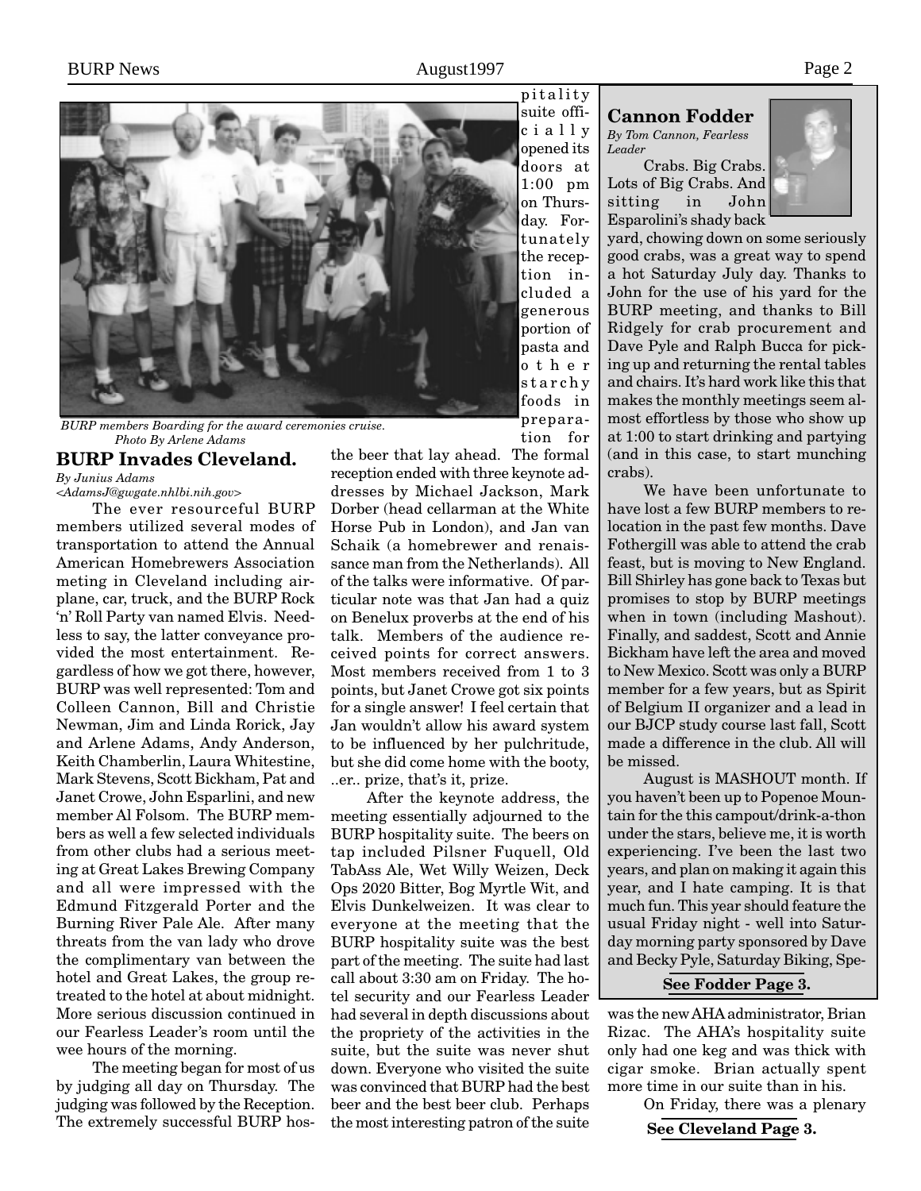BURP members Boarding for the award ceremonies cruise. Photo By Arlene Adams

## BURP Invades Cleveland.

*By Junius Adams <AdamsJ@gwgate.nhlbi.nih.gov>*

The ever resourceful BURP members utilized several modes of transportation to attend the Annual American Homebrewers Association meeting in Cleveland including airplane, car, truck, and the BURP Rock 'n' Roll Party van named Elvis. Needless to say, the latter conveyance provided the most entertainment. Regardless of how we got there, however, BURP was well represented: Tom and Colleen Cannon, Bill and Christie Newman, Jim and Linda Rorick, Jay and Arlene Adams, Andy Anderson, Keith Chamberlin, Laura Whitestine, Mark Stevens, Scott Bickham, Pat and Janet Crowe, John Esparlini, and new member Al Folsom. The BURP members as well a few selected individuals from other clubs had a serious meeting at Great Lakes Brewing Company and all were impressed with the Edmund Fitzgerald Porter and the Burning River Pale Ale. After many threats from the van lady who drove the complimentary van between the hotel and Great Lakes, the group retreated to the hotel at about midnight. More serious discussion continued in our Fearless Leader's room until the wee hours of the morning.

The meeting began for most of us by judging all day on Thursday. The judging was followed by the Reception. The extremely successful BURP hospitality suite officially opened its doors at 1:00 pm on Thursday. Fortunately the reception included a generous portion of pasta and other starchy foods in preparation for the beer that lay ahead. The formal reception ended with three keynote addresses by Michael Jackson, Mark Dorber (head cellarman at the White Horse Pub in London), and Jan van Schaik (a homebrewer and renaissance man from the Netherlands). All of the talks were informative. Of particular note was that Jan had a quiz on Benelux proverbs at the end of his talk. Members of the audience received points for correct answers. Most members received from 1 to 3 points, but Janet Crowe got six points for a single answer! I feel certain that Jan wouldn't allow his award system to be influenced by her pulchritude, but she did come home with the booty, ..er.. prize, that's it, prize.

After the keynote address, the meeting essentially adjourned to the BURP hospitality suite. The beers on tap included Pilsner Fuquell, Old TabAss Ale, Wet Willy Weizen, Deck Ops 2020 Bitter, Bog Myrtle Wit, and Elvis Dunkelweizen. It was clear to everyone at the meeting that the BURP hospitality suite was the best part of the meeting. The suite had last call about 3:30 am on Friday. The hotel security and our Fearless Leader had several in depth discussions about the propriety of the activities in the suite, but the suite was never shut down. Everyone who visited the suite was convinced that BURP had the best beer and the best beer club. Perhaps the most interesting patron of the suite was the new AHA administrator, Brian Rizac. The AHA's hospitality suite only had one keg and was thick with cigar smoke. Brian actually spent more time in our suite than in his.

On Friday, there was a plenary

**See Cleveland Page 3.**

## Cannon Fodder

*By Tom Cannon, Fearless Leader*

Crabs. Big Crabs. Lots of Big Crabs. And sitting in John Esparolini's shady back yard, chowing down on some seriously good crabs, was a great way to spend a hot Saturday July day. Thanks to John for the use of his yard for the BURP meeting, and thanks to Bill Ridgely for crab procurement and Dave Pyle and Ralph Bucca for picking up and returning the rental tables and chairs. It's hard work like this that makes the monthly meetings seem almost effortless by those who show up at 1:00 to start drinking and partying (and in this case, to start munching crabs).

We have been unfortunate to have lost a few BURP members to relocation in the past few months. Dave Fothergill was able to attend the crab feast, but is moving to New England. Bill Shirley has gone back to Texas but promises to stop by BURP meetings when in town (including Mashout). Finally, and saddest, Scott and Annie Bickham have left the area and moved to New Mexico. Scott was only a BURP member for a few years, but as Spirit of Belgium II organizer and a lead in our BJCP study course last fall, Scott made a difference in the club. All will be missed.

August is MASHOUT month. If you haven't been up to Popenoe Mountain for the this campout/drink-a-thon under the stars, believe me, it is worth experiencing. I've been the last two years, and plan on making it again this year, and I hate camping. It is that much fun. This year should feature the usual Friday night - well into Saturday morning party sponsored by Dave and Becky Pyle, Saturday Biking, Spe-

**See Fodder Page 3.**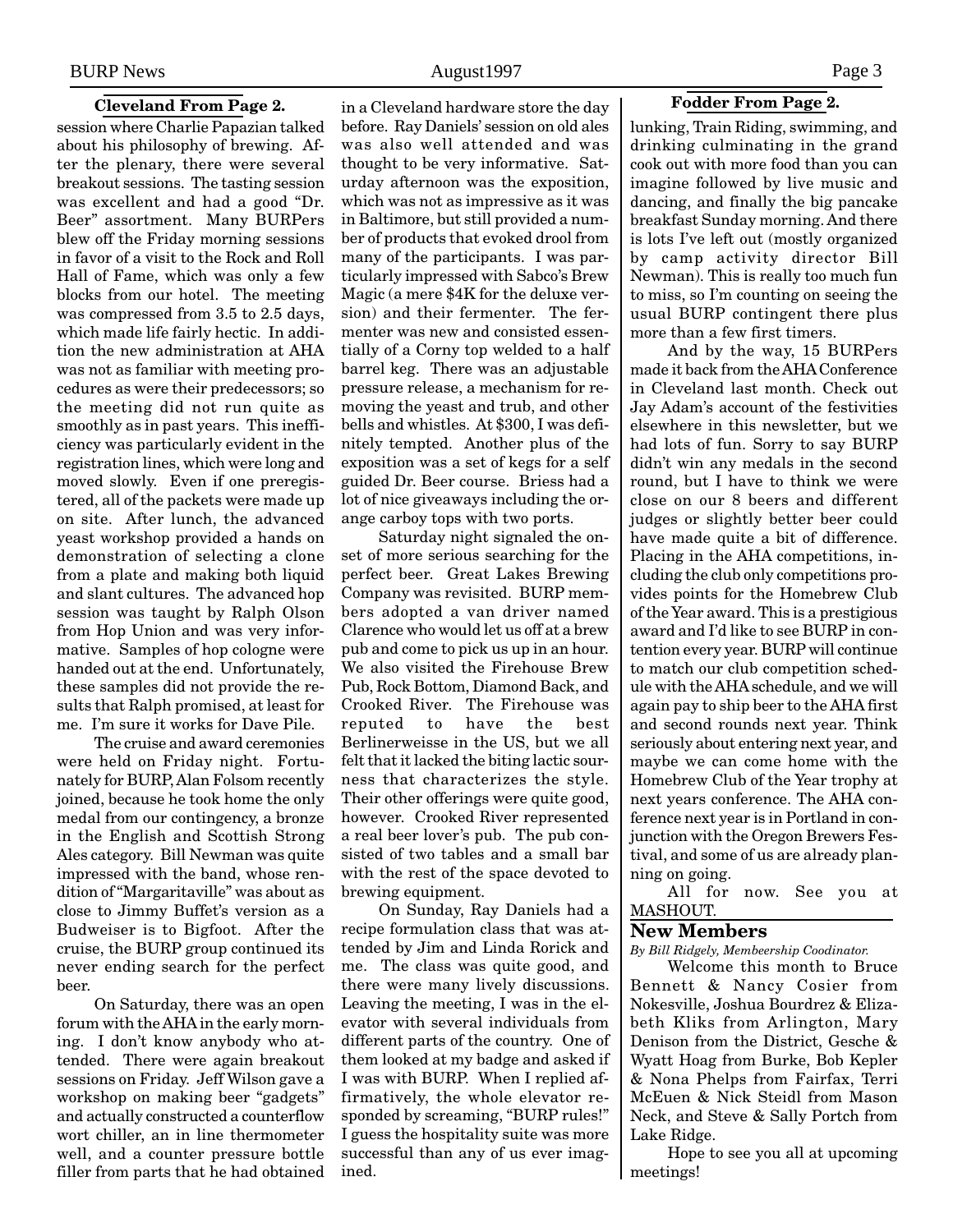**Cleveland From Page 2.**

session where Charlie Papazian talked about his philosophy of brewing. After the plenary, there were several breakout sessions. The tasting session was excellent and had a good "Dr. Beer" assortment. Many BURPers blew off the Friday morning sessions in favor of a visit to the Rock and Roll Hall of Fame, which was only a few blocks from our hotel. The meeting was compressed from 3.5 to 2.5 days, which made life fairly hectic. In addition the new administration at AHA was not as familiar with meeting procedures as were their predecessors; so the meeting did not run quite as smoothly as in past years. This inefficiency was particularly evident in the registration lines, which were long and moved slowly. Even if one preregistered, all of the packets were made up on site. After lunch, the advanced yeast workshop provided a hands on demonstration of selecting a clone from a plate and making both liquid and slant cultures. The advanced hop session was taught by Ralph Olson from Hop Union and was very informative. Samples of hop cologne were handed out at the end. Unfortunately, these samples did not provide the results that Ralph promised, at least for me. I'm sure it works for Dave Pile.

The cruise and award ceremonies were held on Friday night. Fortunately for BURP, Alan Folsom recently joined, because he took home the only medal from our contingency, a bronze in the English and Scottish Strong Ales category. Bill Newman was quite impressed with the band, whose rendition of "Margaritaville" was about as close to Jimmy Buffet's version as a Budweiser is to Bigfoot. After the cruise, the BURP group continued its never ending search for the perfect beer.

On Saturday, there was an open forum with the AHA in the early morning. I don't know anybody who attended. There were again breakout sessions on Friday. Jeff Wilson gave a workshop on making beer "gadgets" and actually constructed a counterflow wort chiller, an in line thermometer well, and a counter pressure bottle filler from parts that he had obtained in a Cleveland hardware store the day before. Ray Daniels' session on old ales was also well attended and was thought to be very informative. Saturday afternoon was the exposition, which was not as impressive as it was in Baltimore, but still provided a number of products that evoked drool from many of the participants. I was particularly impressed with Sabco's Brew Magic (a mere $4K for the deluxe version) and their fermenter. The fermenter was new and consisted essentially of a Corny top welded to a half barrel keg. There was an adjustable pressure release, a mechanism for removing the yeast and trub, and other bells and whistles. At $300, I was definitely tempted. Another plus of the exposition was a set of kegs for a self guided Dr. Beer course. Briess had a lot of nice giveaways including the orange carboy tops with two ports.

Saturday night signaled the onset of more serious searching for the perfect beer. Great Lakes Brewing Company was revisited. BURP members adopted a van driver named Clarence who would let us off at a brew pub and come to pick us up in an hour. We also visited the Firehouse Brew Pub, Rock Bottom, Diamond Back, and Crooked River. The Firehouse was reputed to have the best Berlinerweisse in the US, but we all felt that it lacked the biting lactic sourness that characterizes the style. Their other offerings were quite good, however. Crooked River represented a real beer lover's pub. The pub consisted of two tables and a small bar with the rest of the space devoted to brewing equipment.

On Sunday, Ray Daniels had a recipe formulation class that was attended by Jim and Linda Rorick and me. The class was quite good, and there were many lively discussions. Leaving the meeting, I was in the elevator with several individuals from different parts of the country. One of them looked at my badge and asked if I was with BURP. When I replied affirmatively, the whole elevator responded by screaming, "BURP rules!" I guess the hospitality suite was more successful than any of us ever imagined.

**Fodder From Page 2.**

lunking, Train Riding, swimming, and drinking culminating in the grand cook out with more food than you can imagine followed by live music and dancing, and finally the big pancake breakfast Sunday morning. And there is lots I've left out (mostly organized by camp activity director Bill Newman). This is really too much fun to miss, so I'm counting on seeing the usual BURP contingent there plus more than a few first timers.

And by the way, 15 BURPers made it back from the AHA Conference in Cleveland last month. Check out Jay Adam's account of the festivities elsewhere in this newsletter, but we had lots of fun. Sorry to say BURP didn't win any medals in the second round, but I have to think we were close on our 8 beers and different judges or slightly better beer could have made quite a bit of difference. Placing in the AHA competitions, including the club only competitions provides points for the Homebrew Club of the Year award. This is a prestigious award and I'd like to see BURP in contention every year. BURP will continue to match our club competition schedule with the AHA schedule, and we will again pay to ship beer to the AHA first and second rounds next year. Think seriously about entering next year, and maybe we can come home with the Homebrew Club of the Year trophy at next years conference. The AHA conference next year is in Portland in conjunction with the Oregon Brewers Festival, and some of us are already planning on going.

All for now. See you at MASHOUT.

## New Members

*By Bill Ridgely, Membeership Coodinator.*

Welcome this month to Bruce Bennett & Nancy Cosier from Nokesville, Joshua Bourdrez & Elizabeth Kliks from Arlington, Mary Denison from the District, Gesche & Wyatt Hoag from Burke, Bob Kepler & Nona Phelps from Fairfax, Terri McEuen & Nick Steidl from Mason Neck, and Steve & Sally Portch from Lake Ridge.

Hope to see you all at upcoming meetings!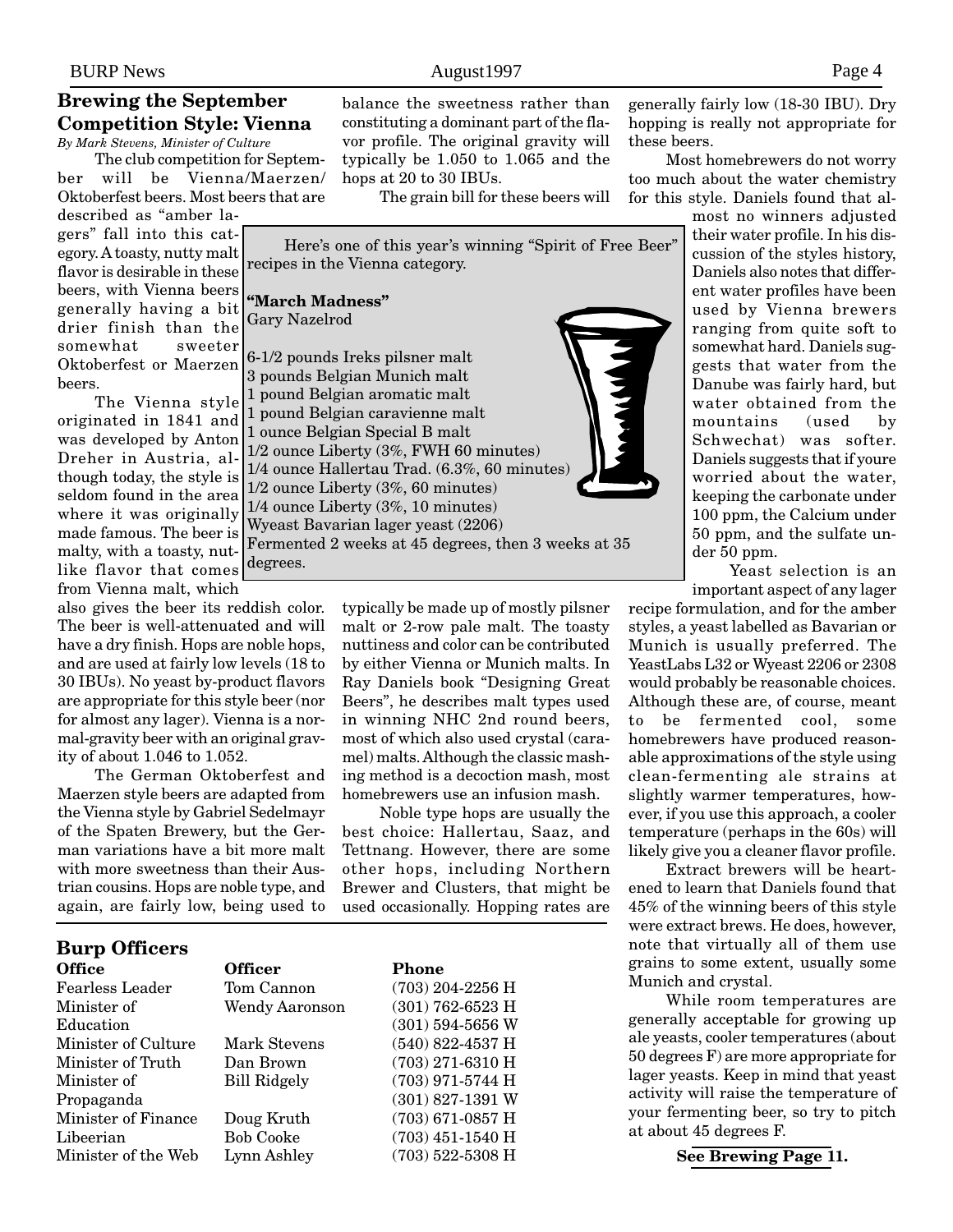## Brewing the September Competition Style: Vienna

*By Mark Stevens, Minister of Culture*

The club competition for September will be Vienna/Maerzen/Oktoberfest beers. Most beers that are described as "amber lagers" fall into this category. A toasty, nutty malt flavor is desirable in these beers, with Vienna beers generally having a bit drier finish than the somewhat sweeter Oktoberfest or Maerzen beers.

The Vienna style originated in 1841 and was developed by Anton Dreher in Austria, although today, the style is seldom found in the area where it was originally made famous. The beer is malty, with a toasty, nut-like flavor that comes from Vienna malt, which also gives the beer its reddish color. The beer is well-attenuated and will have a dry finish. Hops are noble hops, and are used at fairly low levels (18 to 30 IBUs). No yeast by-product flavors are appropriate for this style beer (nor for almost any lager). Vienna is a normal-gravity beer with an original gravity of about 1.046 to 1.052.

The German Oktoberfest and Maerzen style beers are adapted from the Vienna style by Gabriel Sedelmayr of the Spaten Brewery, but the German variations have a bit more malt with more sweetness than their Austrian cousins. Hops are noble type, and again, are fairly low, being used to balance the sweetness rather than constituting a dominant part of the flavor profile. The original gravity will typically be 1.050 to 1.065 and the hops at 20 to 30 IBUs.

The grain bill for these beers will typically be made up of mostly pilsner malt or 2-row pale malt. The toasty nuttiness and color can be contributed by either Vienna or Munich malts. In Ray Daniels book "Designing Great Beers", he describes malt types used in winning NHC 2nd round beers, most of which also used crystal (caramel) malts. Although the classic mashing method is a decoction mash, most homebrewers use an infusion mash.

Noble type hops are usually the best choice: Hallertau, Saaz, and Tettnang. However, there are some other hops, including Northern Brewer and Clusters, that might be used occasionally. Hopping rates are generally fairly low (18-30 IBU). Dry hopping is really not appropriate for these beers.

Most homebrewers do not worry too much about the water chemistry for this style. Daniels found that almost no winners adjusted their water profile. In his discussion of the styles history, Daniels also notes that different water profiles have been used by Vienna brewers ranging from quite soft to somewhat hard. Daniels suggests that water from the Danube was fairly hard, but water obtained from the mountains (used by Schwechat) was softer. Daniels suggests that if youre worried about the water, keeping the carbonate under 100 ppm, the Calcium under 50 ppm, and the sulfate under 50 ppm.

Yeast selection is an important aspect of any lager recipe formulation, and for the amber styles, a yeast labelled as Bavarian or Munich is usually preferred. The YeastLabs L32 or Wyeast 2206 or 2308 would probably be reasonable choices. Although these are, of course, meant to be fermented cool, some homebrewers have produced reasonable approximations of the style using clean-fermenting ale strains at slightly warmer temperatures, however, if you use this approach, a cooler temperature (perhaps in the 60s) will likely give you a cleaner flavor profile.

Extract brewers will be heartened to learn that Daniels found that 45% of the winning beers of this style were extract brews. He does, however, note that virtually all of them use grains to some extent, usually some Munich and crystal.

While room temperatures are generally acceptable for growing up ale yeasts, cooler temperatures (about 50 degrees F) are more appropriate for lager yeasts. Keep in mind that yeast activity will raise the temperature of your fermenting beer, so try to pitch at about 45 degrees F.

**See Brewing Page 11.**

---

Here's one of this year's winning "Spirit of Free Beer" recipes in the Vienna category.

**"March Madness"**
Gary Nazelrod

6-1/2 pounds Ireks pilsner malt
3 pounds Belgian Munich malt
1 pound Belgian aromatic malt
1 pound Belgian caravienne malt
1 ounce Belgian Special B malt
1/2 ounce Liberty (3%, FWH 60 minutes)
1/4 ounce Hallertau Trad. (6.3%, 60 minutes)
1/2 ounce Liberty (3%, 60 minutes)
1/4 ounce Liberty (3%, 10 minutes)
Wyeast Bavarian lager yeast (2206)
Fermented 2 weeks at 45 degrees, then 3 weeks at 35 degrees.

---

## Burp Officers

| Office | Officer | Phone |
|---|---|---|
| Fearless Leader | Tom Cannon | (703) 204-2256 H |
| Minister of Education | Wendy Aaronson | (301) 762-6523 H<br>(301) 594-5656 W |
| Minister of Culture | Mark Stevens | (540) 822-4537 H |
| Minister of Truth | Dan Brown | (703) 271-6310 H |
| Minister of Propaganda | Bill Ridgely | (703) 971-5744 H<br>(301) 827-1391 W |
| Minister of Finance | Doug Kruth | (703) 671-0857 H |
| Libeerian | Bob Cooke | (703) 451-1540 H |
| Minister of the Web | Lynn Ashley | (703) 522-5308 H |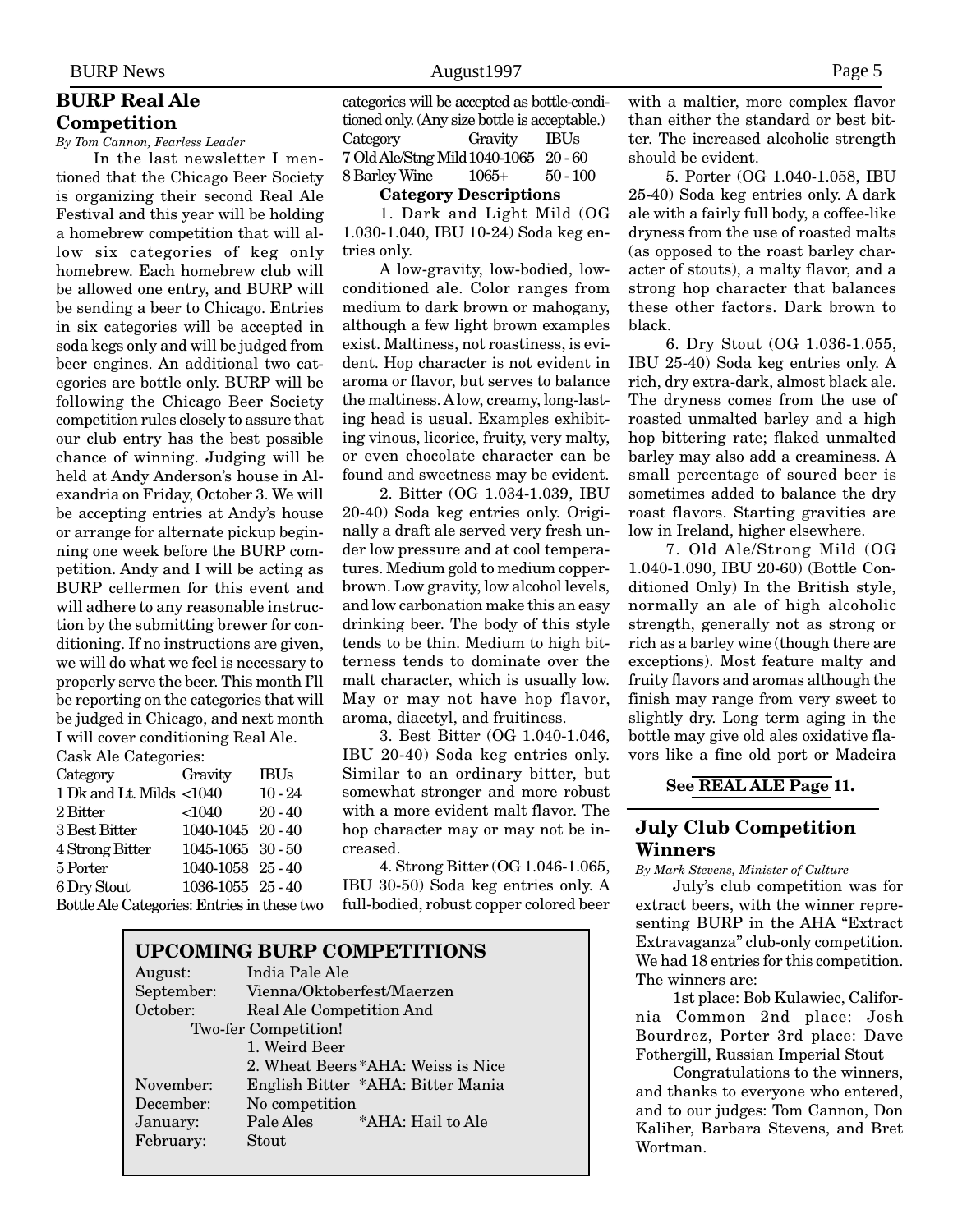## BURP Real Ale Competition

*By Tom Cannon, Fearless Leader*

In the last newsletter I mentioned that the Chicago Beer Society is organizing their second Real Ale Festival and this year will be holding a homebrew competition that will allow six categories of keg only homebrew. Each homebrew club will be allowed one entry, and BURP will be sending a beer to Chicago. Entries in six categories will be accepted in soda kegs only and will be judged from beer engines. An additional two categories are bottle only. BURP will be following the Chicago Beer Society competition rules closely to assure that our club entry has the best possible chance of winning. Judging will be held at Andy Anderson's house in Alexandria on Friday, October 3. We will be accepting entries at Andy's house or arrange for alternate pickup beginning one week before the BURP competition. Andy and I will be acting as BURP cellermen for this event and will adhere to any reasonable instruction by the submitting brewer for conditioning. If no instructions are given, we will do what we feel is necessary to properly serve the beer. This month I'll be reporting on the categories that will be judged in Chicago, and next month I will cover conditioning Real Ale.

Cask Ale Categories:

| Category | Gravity | IBUs |
|---|---|---|
| 1 Dk and Lt. Milds | <1040 | 10 - 24 |
| 2 Bitter | <1040 | 20 - 40 |
| 3 Best Bitter | 1040-1045 | 20 - 40 |
| 4 Strong Bitter | 1045-1065 | 30 - 50 |
| 5 Porter | 1040-1058 | 25 - 40 |
| 6 Dry Stout | 1036-1055 | 25 - 40 |

Bottle Ale Categories: Entries in these two categories will be accepted as bottle-conditioned only. (Any size bottle is acceptable.)

| Category | Gravity | IBUs |
|---|---|---|
| 7 Old Ale/Stng Mild | 1040-1065 | 20 - 60 |
| 8 Barley Wine | 1065+ | 50 - 100 |

**Category Descriptions**

1. Dark and Light Mild (OG 1.030-1.040, IBU 10-24) Soda keg entries only.

A low-gravity, low-bodied, low-conditioned ale. Color ranges from medium to dark brown or mahogany, although a few light brown examples exist. Maltiness, not roastiness, is evident. Hop character is not evident in aroma or flavor, but serves to balance the maltiness. A low, creamy, long-lasting head is usual. Examples exhibiting vinous, licorice, fruity, very malty, or even chocolate character can be found and sweetness may be evident.

2. Bitter (OG 1.034-1.039, IBU 20-40) Soda keg entries only. Originally a draft ale served very fresh under low pressure and at cool temperatures. Medium gold to medium copper-brown. Low gravity, low alcohol levels, and low carbonation make this an easy drinking beer. The body of this style tends to be thin. Medium to high bitterness tends to dominate over the malt character, which is usually low. May or may not have hop flavor, aroma, diacetyl, and fruitiness.

3. Best Bitter (OG 1.040-1.046, IBU 20-40) Soda keg entries only. Similar to an ordinary bitter, but somewhat stronger and more robust with a more evident malt flavor. The hop character may or may not be increased.

4. Strong Bitter (OG 1.046-1.065, IBU 30-50) Soda keg entries only. A full-bodied, robust copper colored beer with a maltier, more complex flavor than either the standard or best bitter. The increased alcoholic strength should be evident.

5. Porter (OG 1.040-1.058, IBU 25-40) Soda keg entries only. A dark ale with a fairly full body, a coffee-like dryness from the use of roasted malts (as opposed to the roast barley character of stouts), a malty flavor, and a strong hop character that balances these other factors. Dark brown to black.

6. Dry Stout (OG 1.036-1.055, IBU 25-40) Soda keg entries only. A rich, dry extra-dark, almost black ale. The dryness comes from the use of roasted unmalted barley and a high hop bittering rate; flaked unmalted barley may also add a creaminess. A small percentage of soured beer is sometimes added to balance the dry roast flavors. Starting gravities are low in Ireland, higher elsewhere.

7. Old Ale/Strong Mild (OG 1.040-1.090, IBU 20-60) (Bottle Conditioned Only) In the British style, normally an ale of high alcoholic strength, generally not as strong or rich as a barley wine (though there are exceptions). Most feature malty and fruity flavors and aromas although the finish may range from very sweet to slightly dry. Long term aging in the bottle may give old ales oxidative flavors like a fine old port or Madeira

**See REAL ALE Page 11.**

### UPCOMING BURP COMPETITIONS

| Month | Competition | |
|---|---|---|
| August: | India Pale Ale | |
| September: | Vienna/Oktoberfest/Maerzen | |
| October: | Real Ale Competition And Two-fer Competition! | |
| | 1. Weird Beer | |
| | 2. Wheat Beers | *AHA: Weiss is Nice |
| November: | English Bitter | *AHA: Bitter Mania |
| December: | No competition | |
| January: | Pale Ales | *AHA: Hail to Ale |
| February: | Stout | |

## July Club Competition Winners

*By Mark Stevens, Minister of Culture*

July's club competition was for extract beers, with the winner representing BURP in the AHA "Extract Extravaganza" club-only competition. We had 18 entries for this competition. The winners are:

1st place: Bob Kulawiec, California Common 2nd place: Josh Bourdrez, Porter 3rd place: Dave Fothergill, Russian Imperial Stout

Congratulations to the winners, and thanks to everyone who entered, and to our judges: Tom Cannon, Don Kaliher, Barbara Stevens, and Bret Wortman.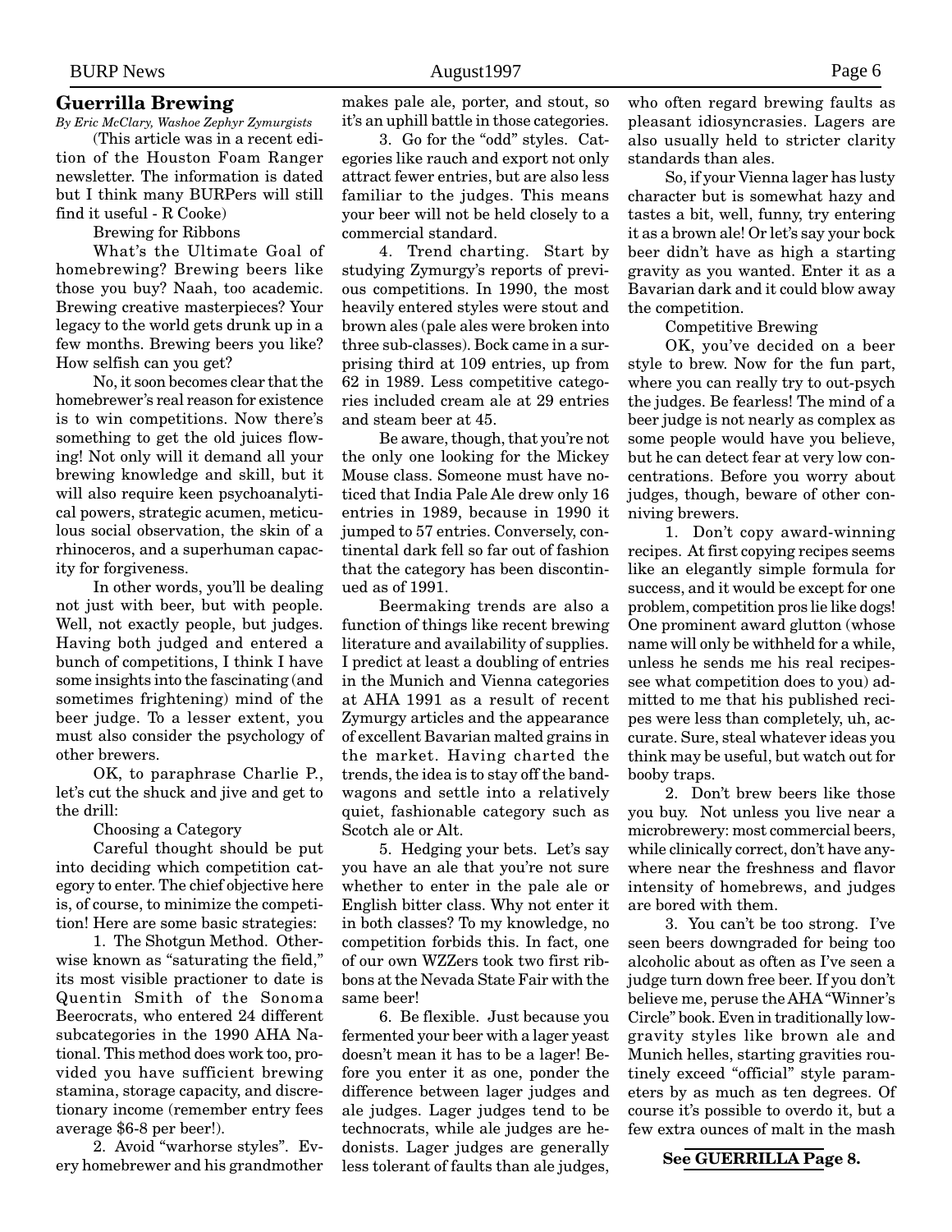## Guerrilla Brewing

*By Eric McClary, Washoe Zephyr Zymurgists*

(This article was in a recent edition of the Houston Foam Ranger newsletter. The information is dated but I think many BURPers will still find it useful - R Cooke)

### Brewing for Ribbons

What's the Ultimate Goal of homebrewing? Brewing beers like those you buy? Naah, too academic. Brewing creative masterpieces? Your legacy to the world gets drunk up in a few months. Brewing beers you like? How selfish can you get?

No, it soon becomes clear that the homebrewer's real reason for existence is to win competitions. Now there's something to get the old juices flowing! Not only will it demand all your brewing knowledge and skill, but it will also require keen psychoanalytical powers, strategic acumen, meticulous social observation, the skin of a rhinoceros, and a superhuman capacity for forgiveness.

In other words, you'll be dealing not just with beer, but with people. Well, not exactly people, but judges. Having both judged and entered a bunch of competitions, I think I have some insights into the fascinating (and sometimes frightening) mind of the beer judge. To a lesser extent, you must also consider the psychology of other brewers.

OK, to paraphrase Charlie P., let's cut the shuck and jive and get to the drill:

### Choosing a Category

Careful thought should be put into deciding which competition category to enter. The chief objective here is, of course, to minimize the competition! Here are some basic strategies:

1. The Shotgun Method. Otherwise known as "saturating the field," its most visible practioner to date is Quentin Smith of the Sonoma Beerocrats, who entered 24 different subcategories in the 1990 AHA National. This method does work too, provided you have sufficient brewing stamina, storage capacity, and discretionary income (remember entry fees average $6-8 per beer!).

2. Avoid "warhorse styles". Every homebrewer and his grandmother makes pale ale, porter, and stout, so it's an uphill battle in those categories.

3. Go for the "odd" styles. Categories like rauch and export not only attract fewer entries, but are also less familiar to the judges. This means your beer will not be held closely to a commercial standard.

4. Trend charting. Start by studying Zymurgy's reports of previous competitions. In 1990, the most heavily entered styles were stout and brown ales (pale ales were broken into three sub-classes). Bock came in a surprising third at 109 entries, up from 62 in 1989. Less competitive categories included cream ale at 29 entries and steam beer at 45.

Be aware, though, that you're not the only one looking for the Mickey Mouse class. Someone must have noticed that India Pale Ale drew only 16 entries in 1989, because in 1990 it jumped to 57 entries. Conversely, continental dark fell so far out of fashion that the category has been discontinued as of 1991.

Beermaking trends are also a function of things like recent brewing literature and availability of supplies. I predict at least a doubling of entries in the Munich and Vienna categories at AHA 1991 as a result of recent Zymurgy articles and the appearance of excellent Bavarian malted grains in the market. Having charted the trends, the idea is to stay off the bandwagons and settle into a relatively quiet, fashionable category such as Scotch ale or Alt.

5. Hedging your bets. Let's say you have an ale that you're not sure whether to enter in the pale ale or English bitter class. Why not enter it in both classes? To my knowledge, no competition forbids this. In fact, one of our own WZZers took two first ribbons at the Nevada State Fair with the same beer!

6. Be flexible. Just because you fermented your beer with a lager yeast doesn't mean it has to be a lager! Before you enter it as one, ponder the difference between lager judges and ale judges. Lager judges tend to be technocrats, while ale judges are hedonists. Lager judges are generally less tolerant of faults than ale judges, who often regard brewing faults as pleasant idiosyncrasies. Lagers are also usually held to stricter clarity standards than ales.

So, if your Vienna lager has lusty character but is somewhat hazy and tastes a bit, well, funny, try entering it as a brown ale! Or let's say your bock beer didn't have as high a starting gravity as you wanted. Enter it as a Bavarian dark and it could blow away the competition.

### Competitive Brewing

OK, you've decided on a beer style to brew. Now for the fun part, where you can really try to out-psych the judges. Be fearless! The mind of a beer judge is not nearly as complex as some people would have you believe, but he can detect fear at very low concentrations. Before you worry about judges, though, beware of other conniving brewers.

1. Don't copy award-winning recipes. At first copying recipes seems like an elegantly simple formula for success, and it would be except for one problem, competition pros lie like dogs! One prominent award glutton (whose name will only be withheld for a while, unless he sends me his real recipes-see what competition does to you) admitted to me that his published recipes were less than completely, uh, accurate. Sure, steal whatever ideas you think may be useful, but watch out for booby traps.

2. Don't brew beers like those you buy. Not unless you live near a microbrewery: most commercial beers, while clinically correct, don't have anywhere near the freshness and flavor intensity of homebrews, and judges are bored with them.

3. You can't be too strong. I've seen beers downgraded for being too alcoholic about as often as I've seen a judge turn down free beer. If you don't believe me, peruse the AHA "Winner's Circle" book. Even in traditionally low-gravity styles like brown ale and Munich helles, starting gravities routinely exceed "official" style parameters by as much as ten degrees. Of course it's possible to overdo it, but a few extra ounces of malt in the mash

**See GUERRILLA Page 8.**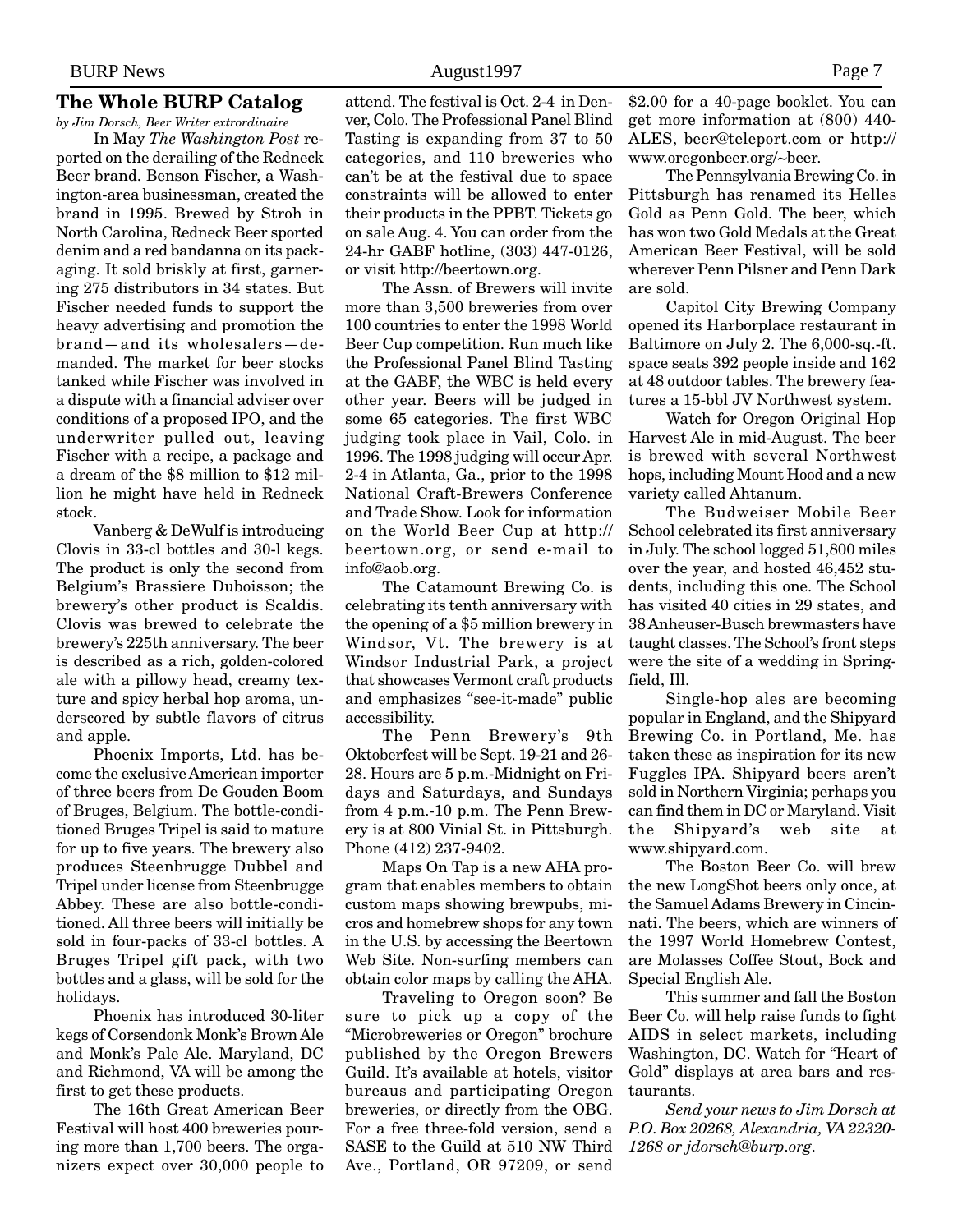## The Whole BURP Catalog

*by Jim Dorsch, Beer Writer extrordinaire*

In May *The Washington Post* reported on the derailing of the Redneck Beer brand. Benson Fischer, a Washington-area businessman, created the brand in 1995. Brewed by Stroh in North Carolina, Redneck Beer sported denim and a red bandanna on its packaging. It sold briskly at first, garnering 275 distributors in 34 states. But Fischer needed funds to support the heavy advertising and promotion the brand—and its wholesalers—demanded. The market for beer stocks tanked while Fischer was involved in a dispute with a financial adviser over conditions of a proposed IPO, and the underwriter pulled out, leaving Fischer with a recipe, a package and a dream of the $8 million to $12 million he might have held in Redneck stock.

Vanberg & DeWulf is introducing Clovis in 33-cl bottles and 30-l kegs. The product is only the second from Belgium's Brassiere Duboisson; the brewery's other product is Scaldis. Clovis was brewed to celebrate the brewery's 225th anniversary. The beer is described as a rich, golden-colored ale with a pillowy head, creamy texture and spicy herbal hop aroma, underscored by subtle flavors of citrus and apple.

Phoenix Imports, Ltd. has become the exclusive American importer of three beers from De Gouden Boom of Bruges, Belgium. The bottle-conditioned Bruges Tripel is said to mature for up to five years. The brewery also produces Steenbrugge Dubbel and Tripel under license from Steenbrugge Abbey. These are also bottle-conditioned. All three beers will initially be sold in four-packs of 33-cl bottles. A Bruges Tripel gift pack, with two bottles and a glass, will be sold for the holidays.

Phoenix has introduced 30-liter kegs of Corsendonk Monk's Brown Ale and Monk's Pale Ale. Maryland, DC and Richmond, VA will be among the first to get these products.

The 16th Great American Beer Festival will host 400 breweries pouring more than 1,700 beers. The organizers expect over 30,000 people to attend. The festival is Oct. 2-4 in Denver, Colo. The Professional Panel Blind Tasting is expanding from 37 to 50 categories, and 110 breweries who can't be at the festival due to space constraints will be allowed to enter their products in the PPBT. Tickets go on sale Aug. 4. You can order from the 24-hr GABF hotline, (303) 447-0126, or visit http://beertown.org.

The Assn. of Brewers will invite more than 3,500 breweries from over 100 countries to enter the 1998 World Beer Cup competition. Run much like the Professional Panel Blind Tasting at the GABF, the WBC is held every other year. Beers will be judged in some 65 categories. The first WBC judging took place in Vail, Colo. in 1996. The 1998 judging will occur Apr. 2-4 in Atlanta, Ga., prior to the 1998 National Craft-Brewers Conference and Trade Show. Look for information on the World Beer Cup at http://beertown.org, or send e-mail to info@aob.org.

The Catamount Brewing Co. is celebrating its tenth anniversary with the opening of a $5 million brewery in Windsor, Vt. The brewery is at Windsor Industrial Park, a project that showcases Vermont craft products and emphasizes "see-it-made" public accessibility.

The Penn Brewery's 9th Oktoberfest will be Sept. 19-21 and 26-28. Hours are 5 p.m.-Midnight on Fridays and Saturdays, and Sundays from 4 p.m.-10 p.m. The Penn Brewery is at 800 Vinial St. in Pittsburgh. Phone (412) 237-9402.

Maps On Tap is a new AHA program that enables members to obtain custom maps showing brewpubs, micros and homebrew shops for any town in the U.S. by accessing the Beertown Web Site. Non-surfing members can obtain color maps by calling the AHA.

Traveling to Oregon soon? Be sure to pick up a copy of the "Microbreweries or Oregon" brochure published by the Oregon Brewers Guild. It's available at hotels, visitor bureaus and participating Oregon breweries, or directly from the OBG. For a free three-fold version, send a SASE to the Guild at 510 NW Third Ave., Portland, OR 97209, or send $2.00 for a 40-page booklet. You can get more information at (800) 440-ALES, beer@teleport.com or http://www.oregonbeer.org/~beer.

The Pennsylvania Brewing Co. in Pittsburgh has renamed its Helles Gold as Penn Gold. The beer, which has won two Gold Medals at the Great American Beer Festival, will be sold wherever Penn Pilsner and Penn Dark are sold.

Capitol City Brewing Company opened its Harborplace restaurant in Baltimore on July 2. The 6,000-sq.-ft. space seats 392 people inside and 162 at 48 outdoor tables. The brewery features a 15-bbl JV Northwest system.

Watch for Oregon Original Hop Harvest Ale in mid-August. The beer is brewed with several Northwest hops, including Mount Hood and a new variety called Ahtanum.

The Budweiser Mobile Beer School celebrated its first anniversary in July. The school logged 51,800 miles over the year, and hosted 46,452 students, including this one. The School has visited 40 cities in 29 states, and 38 Anheuser-Busch brewmasters have taught classes. The School's front steps were the site of a wedding in Springfield, Ill.

Single-hop ales are becoming popular in England, and the Shipyard Brewing Co. in Portland, Me. has taken these as inspiration for its new Fuggles IPA. Shipyard beers aren't sold in Northern Virginia; perhaps you can find them in DC or Maryland. Visit the Shipyard's web site at www.shipyard.com.

The Boston Beer Co. will brew the new LongShot beers only once, at the Samuel Adams Brewery in Cincinnati. The beers, which are winners of the 1997 World Homebrew Contest, are Molasses Coffee Stout, Bock and Special English Ale.

This summer and fall the Boston Beer Co. will help raise funds to fight AIDS in select markets, including Washington, DC. Watch for "Heart of Gold" displays at area bars and restaurants.

*Send your news to Jim Dorsch at P.O. Box 20268, Alexandria, VA 22320-1268 or jdorsch@burp.org.*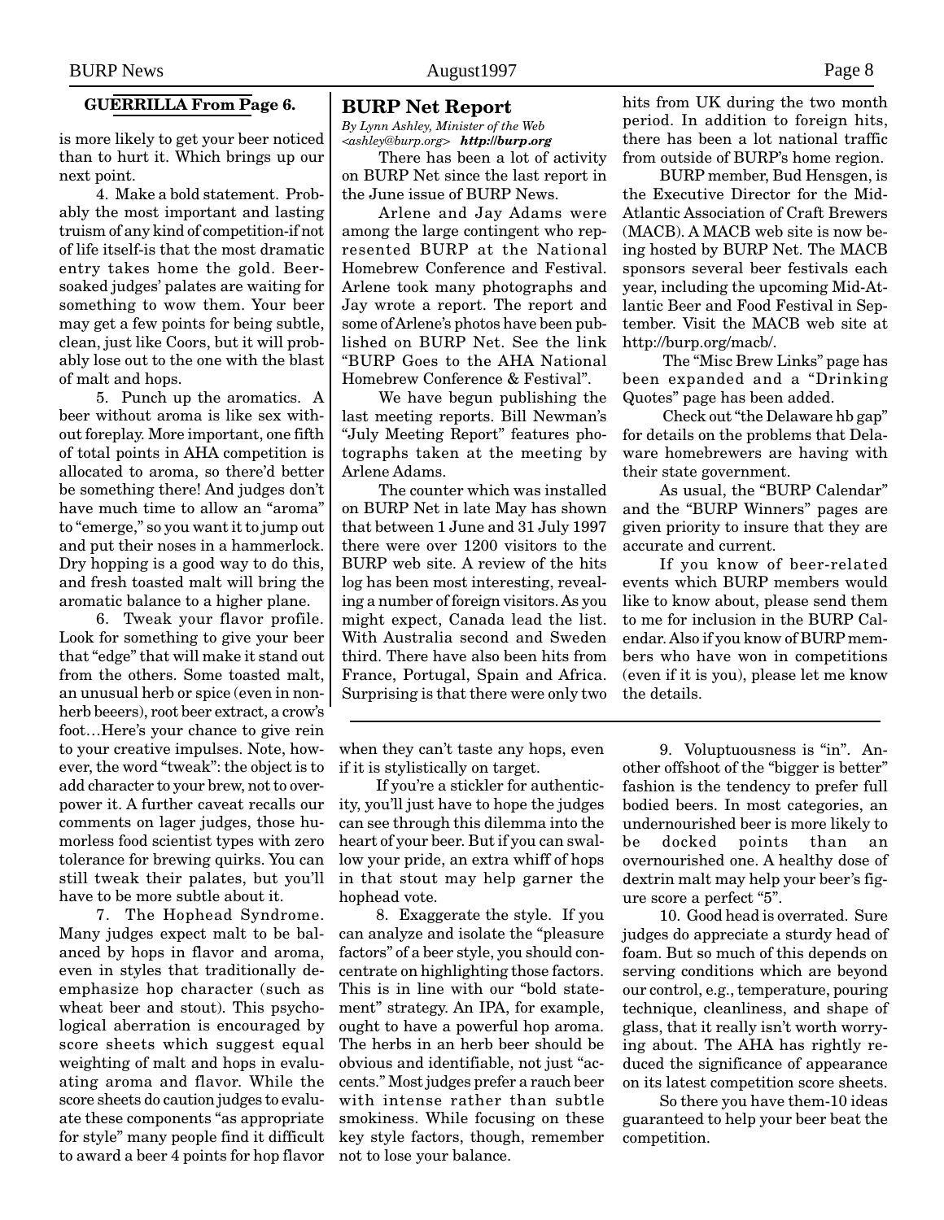### GUERRILLA From Page 6.

is more likely to get your beer noticed than to hurt it. Which brings up our next point.

4. Make a bold statement. Probably the most important and lasting truism of any kind of competition-if not of life itself-is that the most dramatic entry takes home the gold. Beer-soaked judges' palates are waiting for something to wow them. Your beer may get a few points for being subtle, clean, just like Coors, but it will probably lose out to the one with the blast of malt and hops.

5. Punch up the aromatics. A beer without aroma is like sex without foreplay. More important, one fifth of total points in AHA competition is allocated to aroma, so there'd better be something there! And judges don't have much time to allow an "aroma" to "emerge," so you want it to jump out and put their noses in a hammerlock. Dry hopping is a good way to do this, and fresh toasted malt will bring the aromatic balance to a higher plane.

6. Tweak your flavor profile. Look for something to give your beer that "edge" that will make it stand out from the others. Some toasted malt, an unusual herb or spice (even in non-herb beeers), root beer extract, a crow's foot…Here's your chance to give rein to your creative impulses. Note, however, the word "tweak": the object is to add character to your brew, not to overpower it. A further caveat recalls our comments on lager judges, those humorless food scientist types with zero tolerance for brewing quirks. You can still tweak their palates, but you'll have to be more subtle about it.

7. The Hophead Syndrome. Many judges expect malt to be balanced by hops in flavor and aroma, even in styles that traditionally deemphasize hop character (such as wheat beer and stout). This psychological aberration is encouraged by score sheets which suggest equal weighting of malt and hops in evaluating aroma and flavor. While the score sheets do caution judges to evaluate these components "as appropriate for style" many people find it difficult to award a beer 4 points for hop flavor when they can't taste any hops, even if it is stylistically on target.

If you're a stickler for authenticity, you'll just have to hope the judges can see through this dilemma into the heart of your beer. But if you can swallow your pride, an extra whiff of hops in that stout may help garner the hophead vote.

8. Exaggerate the style. If you can analyze and isolate the "pleasure factors" of a beer style, you should concentrate on highlighting those factors. This is in line with our "bold statement" strategy. An IPA, for example, ought to have a powerful hop aroma. The herbs in an herb beer should be obvious and identifiable, not just "accents." Most judges prefer a rauch beer with intense rather than subtle smokiness. While focusing on these key style factors, though, remember not to lose your balance.

9. Voluptuousness is "in". Another offshoot of the "bigger is better" fashion is the tendency to prefer full bodied beers. In most categories, an undernourished beer is more likely to be docked points than an overnourished one. A healthy dose of dextrin malt may help your beer's figure score a perfect "5".

10. Good head is overrated. Sure judges do appreciate a sturdy head of foam. But so much of this depends on serving conditions which are beyond our control, e.g., temperature, pouring technique, cleanliness, and shape of glass, that it really isn't worth worrying about. The AHA has rightly reduced the significance of appearance on its latest competition score sheets.

So there you have them-10 ideas guaranteed to help your beer beat the competition.

## BURP Net Report

*By Lynn Ashley, Minister of the Web <ashley@burp.org>* ***http://burp.org***

There has been a lot of activity on BURP Net since the last report in the June issue of BURP News.

Arlene and Jay Adams were among the large contingent who represented BURP at the National Homebrew Conference and Festival. Arlene took many photographs and Jay wrote a report. The report and some of Arlene's photos have been published on BURP Net. See the link "BURP Goes to the AHA National Homebrew Conference & Festival".

We have begun publishing the last meeting reports. Bill Newman's "July Meeting Report" features photographs taken at the meeting by Arlene Adams.

The counter which was installed on BURP Net in late May has shown that between 1 June and 31 July 1997 there were over 1200 visitors to the BURP web site. A review of the hits log has been most interesting, revealing a number of foreign visitors. As you might expect, Canada lead the list. With Australia second and Sweden third. There have also been hits from France, Portugal, Spain and Africa. Surprising is that there were only two hits from UK during the two month period. In addition to foreign hits, there has been a lot national traffic from outside of BURP's home region.

BURP member, Bud Hensgen, is the Executive Director for the Mid-Atlantic Association of Craft Brewers (MACB). A MACB web site is now being hosted by BURP Net. The MACB sponsors several beer festivals each year, including the upcoming Mid-Atlantic Beer and Food Festival in September. Visit the MACB web site at http://burp.org/macb/.

The "Misc Brew Links" page has been expanded and a "Drinking Quotes" page has been added.

Check out "the Delaware hb gap" for details on the problems that Delaware homebrewers are having with their state government.

As usual, the "BURP Calendar" and the "BURP Winners" pages are given priority to insure that they are accurate and current.

If you know of beer-related events which BURP members would like to know about, please send them to me for inclusion in the BURP Calendar. Also if you know of BURP members who have won in competitions (even if it is you), please let me know the details.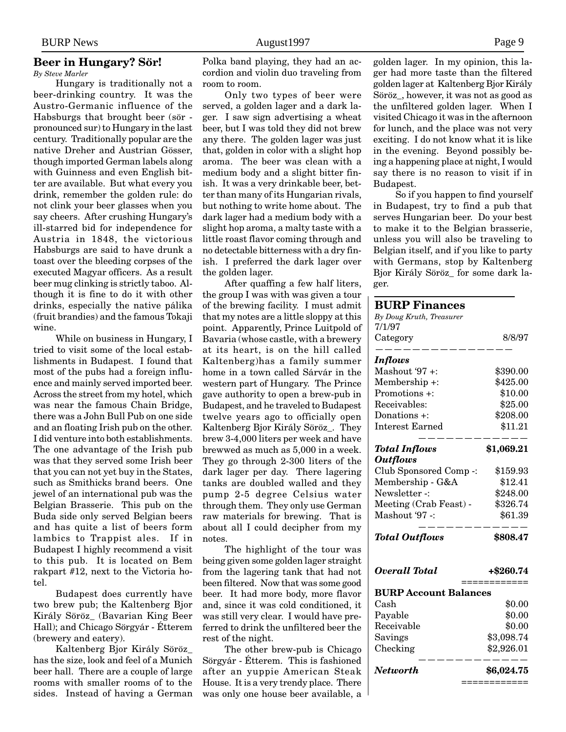## Beer in Hungary? Sör!

*By Steve Marler*

Hungary is traditionally not a beer-drinking country. It was the Austro-Germanic influence of the Habsburgs that brought beer (sör - pronounced sur) to Hungary in the last century. Traditionally popular are the native Dreher and Austrian Gösser, though imported German labels along with Guinness and even English bitter are available. But what every you drink, remember the golden rule: do not clink your beer glasses when you say cheers. After crushing Hungary's ill-starred bid for independence for Austria in 1848, the victorious Habsburgs are said to have drunk a toast over the bleeding corpses of the executed Magyar officers. As a result beer mug clinking is strictly taboo. Although it is fine to do it with other drinks, especially the native pálika (fruit brandies) and the famous Tokaji wine.

While on business in Hungary, I tried to visit some of the local establishments in Budapest. I found that most of the pubs had a foreign influence and mainly served imported beer. Across the street from my hotel, which was near the famous Chain Bridge, there was a John Bull Pub on one side and an floating Irish pub on the other. I did venture into both establishments. The one advantage of the Irish pub was that they served some Irish beer that you can not yet buy in the States, such as Smithicks brand beers. One jewel of an international pub was the Belgian Brasserie. This pub on the Buda side only served Belgian beers and has quite a list of beers form lambics to Trappist ales. If in Budapest I highly recommend a visit to this pub. It is located on Bem rakpart #12, next to the Victoria hotel.

Budapest does currently have two brew pub; the Kaltenberg Bjor Király Söröz_ (Bavarian King Beer Hall); and Chicago Sörgyár - Étterem (brewery and eatery).

Kaltenberg Bjor Király Söröz_ has the size, look and feel of a Munich beer hall. There are a couple of large rooms with smaller rooms of to the sides. Instead of having a German Polka band playing, they had an accordion and violin duo traveling from room to room.

Only two types of beer were served, a golden lager and a dark lager. I saw sign advertising a wheat beer, but I was told they did not brew any there. The golden lager was just that, golden in color with a slight hop aroma. The beer was clean with a medium body and a slight bitter finish. It was a very drinkable beer, better than many of its Hungarian rivals, but nothing to write home about. The dark lager had a medium body with a slight hop aroma, a malty taste with a little roast flavor coming through and no detectable bitterness with a dry finish. I preferred the dark lager over the golden lager.

After quaffing a few half liters, the group I was with was given a tour of the brewing facility. I must admit that my notes are a little sloppy at this point. Apparently, Prince Luitpold of Bavaria (whose castle, with a brewery at its heart, is on the hill called Kaltenberg)has a family summer home in a town called Sárvár in the western part of Hungary. The Prince gave authority to open a brew-pub in Budapest, and he traveled to Budapest twelve years ago to officially open Kaltenberg Bjor Király Söröz_. They brew 3-4,000 liters per week and have brewwed as much as 5,000 in a week. They go through 2-300 liters of the dark lager per day. There lagering tanks are doubled walled and they pump 2-5 degree Celsius water through them. They only use German raw materials for brewing. That is about all I could decipher from my notes.

The highlight of the tour was being given some golden lager straight from the lagering tank that had not been filtered. Now that was some good beer. It had more body, more flavor and, since it was cold conditioned, it was still very clear. I would have preferred to drink the unfiltered beer the rest of the night.

The other brew-pub is Chicago Sörgyár - Étterem. This is fashioned after an yuppie American Steak House. It is a very trendy place. There was only one house beer available, a golden lager. In my opinion, this lager had more taste than the filtered golden lager at Kaltenberg Bjor Király Söröz_, however, it was not as good as the unfiltered golden lager. When I visited Chicago it was in the afternoon for lunch, and the place was not very exciting. I do not know what it is like in the evening. Beyond possibly being a happening place at night, I would say there is no reason to visit if in Budapest.

So if you happen to find yourself in Budapest, try to find a pub that serves Hungarian beer. Do your best to make it to the Belgian brasserie, unless you will also be traveling to Belgian itself, and if you like to party with Germans, stop by Kaltenberg Bjor Király Söröz_ for some dark lager.

## BURP Finances

*By Doug Kruth, Treasurer*

7/1/97

| Category | 8/8/97 |
|---|---|
| ***Inflows*** | |
| Mashout '97 +: | $390.00 |
| Membership +: | $425.00 |
| Promotions +: | $10.00 |
| Receivables: | $25.00 |
| Donations +: | $208.00 |
| Interest Earned | $11.21 |
| ***Total Inflows*** | **$1,069.21** |
| ***Outflows*** | |
| Club Sponsored Comp -: | $159.93 |
| Membership - G&A | $12.41 |
| Newsletter -: | $248.00 |
| Meeting (Crab Feast) - | $326.74 |
| Mashout '97 -: | $61.39 |
| ***Total Outflows*** | **$808.47** |
| ***Overall Total*** | **+$260.74** |

| **BURP Account Balances** | |
|---|---|
| Cash | $0.00 |
| Payable | $0.00 |
| Receivable | $0.00 |
| Savings | $3,098.74 |
| Checking | $2,926.01 |
| ***Networth*** | **$6,024.75** |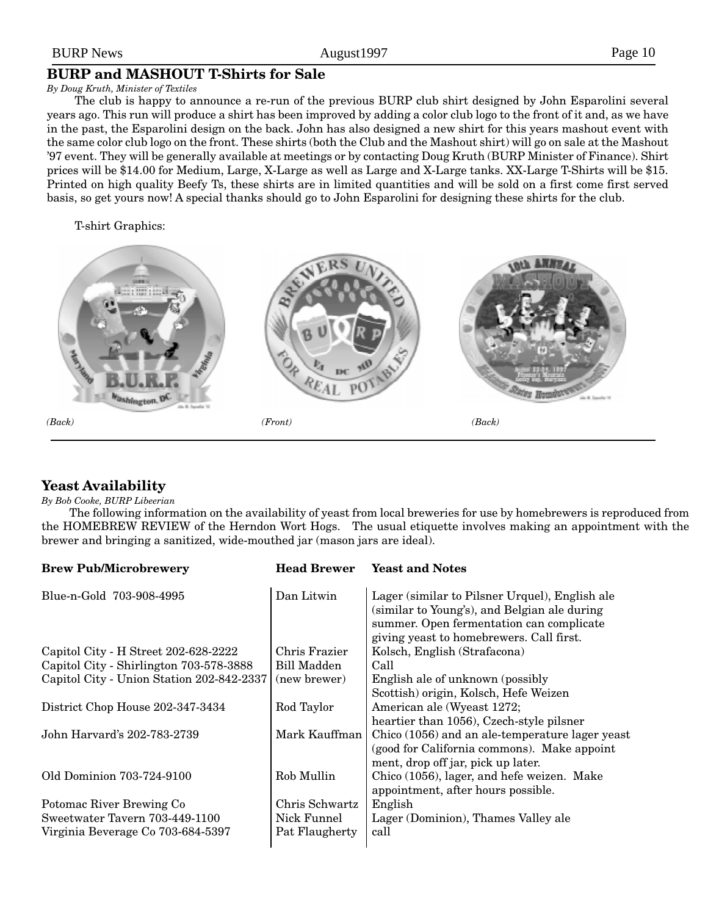## BURP and MASHOUT T-Shirts for Sale

*By Doug Kruth, Minister of Textiles*

The club is happy to announce a re-run of the previous BURP club shirt designed by John Esparolini several years ago. This run will produce a shirt has been improved by adding a color club logo to the front of it and, as we have in the past, the Esparolini design on the back. John has also designed a new shirt for this years mashout event with the same color club logo on the front. These shirts (both the Club and the Mashout shirt) will go on sale at the Mashout '97 event. They will be generally available at meetings or by contacting Doug Kruth (BURP Minister of Finance). Shirt prices will be $14.00 for Medium, Large, X-Large as well as Large and X-Large tanks. XX-Large T-Shirts will be $15. Printed on high quality Beefy Ts, these shirts are in limited quantities and will be sold on a first come first served basis, so get yours now! A special thanks should go to John Esparolini for designing these shirts for the club.

T-shirt Graphics:

*(Back)* *(Front)* *(Back)*

## Yeast Availability

*By Bob Cooke, BURP Libeerian*

The following information on the availability of yeast from local breweries for use by homebrewers is reproduced from the HOMEBREW REVIEW of the Herndon Wort Hogs. The usual etiquette involves making an appointment with the brewer and bringing a sanitized, wide-mouthed jar (mason jars are ideal).

| Brew Pub/Microbrewery | Head Brewer | Yeast and Notes |
|---|---|---|
| Blue-n-Gold 703-908-4995 | Dan Litwin | Lager (similar to Pilsner Urquel), English ale (similar to Young's), and Belgian ale during summer. Open fermentation can complicate giving yeast to homebrewers. Call first. |
| Capitol City - H Street 202-628-2222 | Chris Frazier | Kolsch, English (Strafacona) |
| Capitol City - Shirlington 703-578-3888 | Bill Madden | Call |
| Capitol City - Union Station 202-842-2337 | (new brewer) | English ale of unknown (possibly Scottish) origin, Kolsch, Hefe Weizen |
| District Chop House 202-347-3434 | Rod Taylor | American ale (Wyeast 1272; heartier than 1056), Czech-style pilsner |
| John Harvard's 202-783-2739 | Mark Kauffman | Chico (1056) and an ale-temperature lager yeast (good for California commons). Make appoint ment, drop off jar, pick up later. |
| Old Dominion 703-724-9100 | Rob Mullin | Chico (1056), lager, and hefe weizen. Make appointment, after hours possible. |
| Potomac River Brewing Co | Chris Schwartz | English |
| Sweetwater Tavern 703-449-1100 | Nick Funnel | Lager (Dominion), Thames Valley ale |
| Virginia Beverage Co 703-684-5397 | Pat Flaugherty | call |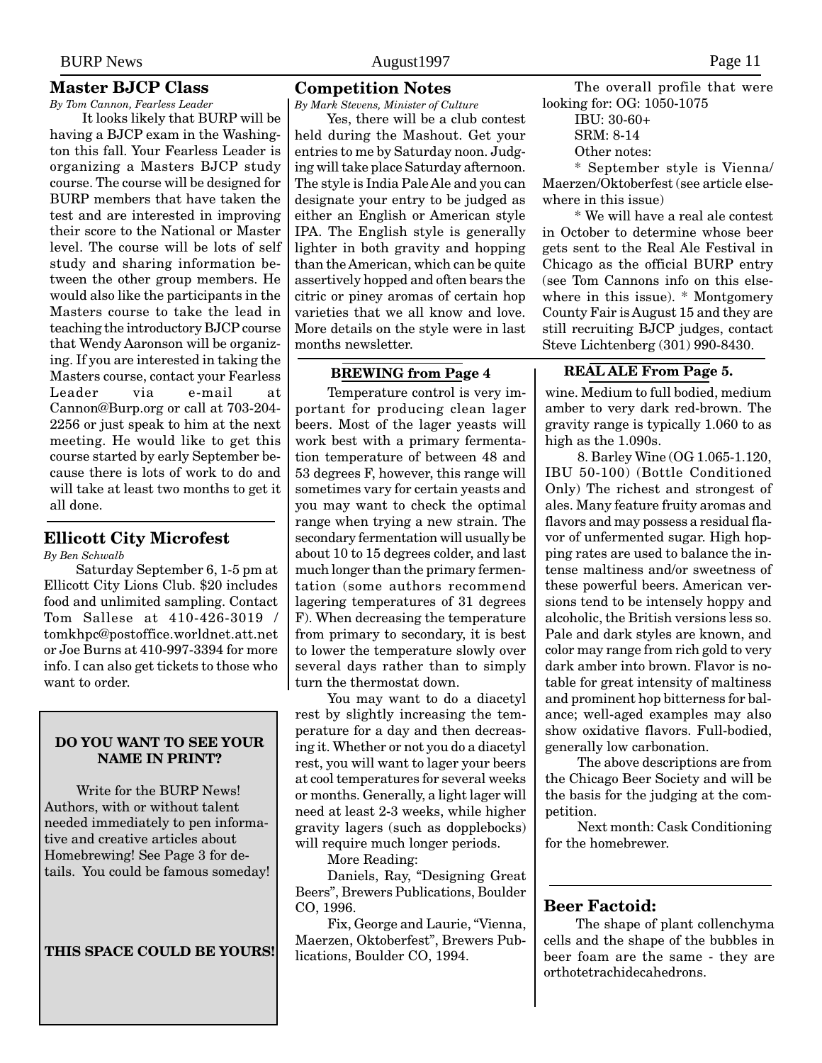## Master BJCP Class

*By Tom Cannon, Fearless Leader*

It looks likely that BURP will be having a BJCP exam in the Washington this fall. Your Fearless Leader is organizing a Masters BJCP study course. The course will be designed for BURP members that have taken the test and are interested in improving their score to the National or Master level. The course will be lots of self study and sharing information between the other group members. He would also like the participants in the Masters course to take the lead in teaching the introductory BJCP course that Wendy Aaronson will be organizing. If you are interested in taking the Masters course, contact your Fearless Leader via e-mail at Cannon@Burp.org or call at 703-204-2256 or just speak to him at the next meeting. He would like to get this course started by early September because there is lots of work to do and will take at least two months to get it all done.

## Ellicott City Microfest

*By Ben Schwalb*

Saturday September 6, 1-5 pm at Ellicott City Lions Club. $20 includes food and unlimited sampling. Contact Tom Sallese at 410-426-3019 / tomkhpc@postoffice.worldnet.att.net or Joe Burns at 410-997-3394 for more info. I can also get tickets to those who want to order.

**DO YOU WANT TO SEE YOUR NAME IN PRINT?**

Write for the BURP News! Authors, with or without talent needed immediately to pen informative and creative articles about Homebrewing! See Page 3 for details. You could be famous someday!

**THIS SPACE COULD BE YOURS!**

## Competition Notes

*By Mark Stevens, Minister of Culture*

Yes, there will be a club contest held during the Mashout. Get your entries to me by Saturday noon. Judging will take place Saturday afternoon. The style is India Pale Ale and you can designate your entry to be judged as either an English or American style IPA. The English style is generally lighter in both gravity and hopping than the American, which can be quite assertively hopped and often bears the citric or piney aromas of certain hop varieties that we all know and love. More details on the style were in last months newsletter.

The overall profile that were looking for: OG: 1050-1075

IBU: 30-60+

SRM: 8-14

Other notes:

* September style is Vienna/ Maerzen/Oktoberfest (see article elsewhere in this issue)

* We will have a real ale contest in October to determine whose beer gets sent to the Real Ale Festival in Chicago as the official BURP entry (see Tom Cannons info on this elsewhere in this issue). * Montgomery County Fair is August 15 and they are still recruiting BJCP judges, contact Steve Lichtenberg (301) 990-8430.

### BREWING from Page 4

Temperature control is very important for producing clean lager beers. Most of the lager yeasts will work best with a primary fermentation temperature of between 48 and 53 degrees F, however, this range will sometimes vary for certain yeasts and you may want to check the optimal range when trying a new strain. The secondary fermentation will usually be about 10 to 15 degrees colder, and last much longer than the primary fermentation (some authors recommend lagering temperatures of 31 degrees F). When decreasing the temperature from primary to secondary, it is best to lower the temperature slowly over several days rather than to simply turn the thermostat down.

You may want to do a diacetyl rest by slightly increasing the temperature for a day and then decreasing it. Whether or not you do a diacetyl rest, you will want to lager your beers at cool temperatures for several weeks or months. Generally, a light lager will need at least 2-3 weeks, while higher gravity lagers (such as dopplebocks) will require much longer periods.

More Reading:

Daniels, Ray, "Designing Great Beers", Brewers Publications, Boulder CO, 1996.

Fix, George and Laurie, "Vienna, Maerzen, Oktoberfest", Brewers Publications, Boulder CO, 1994.

### REAL ALE From Page 5.

wine. Medium to full bodied, medium amber to very dark red-brown. The gravity range is typically 1.060 to as high as the 1.090s.

8. Barley Wine (OG 1.065-1.120, IBU 50-100) (Bottle Conditioned Only) The richest and strongest of ales. Many feature fruity aromas and flavors and may possess a residual flavor of unfermented sugar. High hopping rates are used to balance the intense maltiness and/or sweetness of these powerful beers. American versions tend to be intensely hoppy and alcoholic, the British versions less so. Pale and dark styles are known, and color may range from rich gold to very dark amber into brown. Flavor is notable for great intensity of maltiness and prominent hop bitterness for balance; well-aged examples may also show oxidative flavors. Full-bodied, generally low carbonation.

The above descriptions are from the Chicago Beer Society and will be the basis for the judging at the competition.

Next month: Cask Conditioning for the homebrewer.

## Beer Factoid:

The shape of plant collenchyma cells and the shape of the bubbles in beer foam are the same - they are orthotetrachidecahedrons.